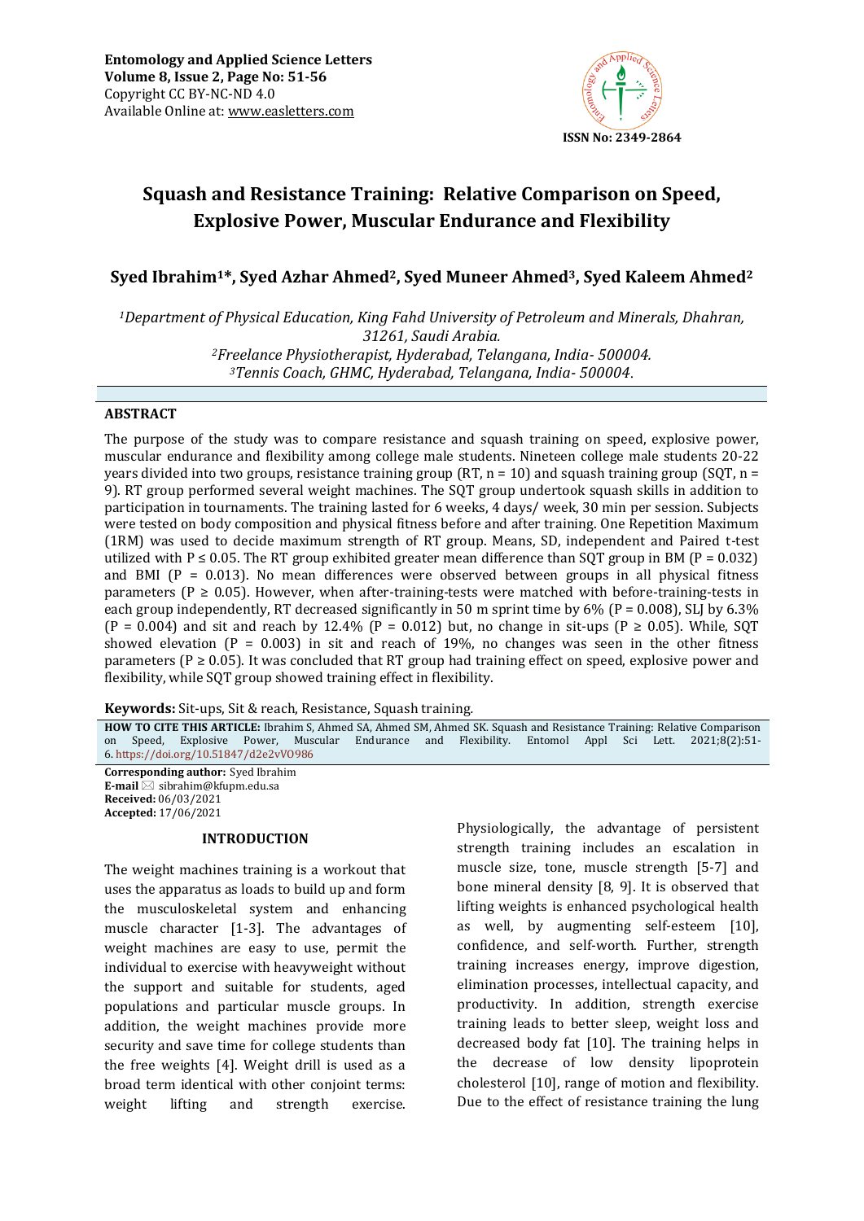# Squash and Resistance Training: Relative Comparison on Speed, Explosive Power, Muscular Endurance and Flexibility

**Syed Ibrahim[1]*, Syed Azhar Ahmed[2], Syed Muneer Ahmed[3], Syed Kaleem Ahmed[2]**

*[1]Department of Physical Education, King Fahd University of Petroleum and Minerals, Dhahran, 31261, Saudi Arabia.*
*[2]Freelance Physiotherapist, Hyderabad, Telangana, India- 500004.*
*[3]Tennis Coach, GHMC, Hyderabad, Telangana, India- 500004.*

## ABSTRACT

The purpose of the study was to compare resistance and squash training on speed, explosive power, muscular endurance and flexibility among college male students. Nineteen college male students 20-22 years divided into two groups, resistance training group (RT, n = 10) and squash training group (SQT, n = 9). RT group performed several weight machines. The SQT group undertook squash skills in addition to participation in tournaments. The training lasted for 6 weeks, 4 days/ week, 30 min per session. Subjects were tested on body composition and physical fitness before and after training. One Repetition Maximum (1RM) was used to decide maximum strength of RT group. Means, SD, independent and Paired t-test utilized with $P \leq 0.05$. The RT group exhibited greater mean difference than SQT group in BM ($P = 0.032$) and BMI ($P = 0.013$). No mean differences were observed between groups in all physical fitness parameters ($P \geq 0.05$). However, when after-training-tests were matched with before-training-tests in each group independently, RT decreased significantly in 50 m sprint time by 6% ($P = 0.008$), SLJ by 6.3% ($P = 0.004$) and sit and reach by 12.4% ($P = 0.012$) but, no change in sit-ups ($P \geq 0.05$). While, SQT showed elevation ($P = 0.003$) in sit and reach of 19%, no changes was seen in the other fitness parameters ($P \geq 0.05$). It was concluded that RT group had training effect on speed, explosive power and flexibility, while SQT group showed training effect in flexibility.

**Keywords:** Sit-ups, Sit & reach, Resistance, Squash training.

**HOW TO CITE THIS ARTICLE:** Ibrahim S, Ahmed SA, Ahmed SM, Ahmed SK. Squash and Resistance Training: Relative Comparison on Speed, Explosive Power, Muscular Endurance and Flexibility. Entomol Appl Sci Lett. 2021;8(2):51-6. https://doi.org/10.51847/d2e2vVO986

**Corresponding author:** Syed Ibrahim
**E-mail** sibrahim@kfupm.edu.sa
**Received:** 06/03/2021
**Accepted:** 17/06/2021

## INTRODUCTION

The weight machines training is a workout that uses the apparatus as loads to build up and form the musculoskeletal system and enhancing muscle character [1-3]. The advantages of weight machines are easy to use, permit the individual to exercise with heavyweight without the support and suitable for students, aged populations and particular muscle groups. In addition, the weight machines provide more security and save time for college students than the free weights [4]. Weight drill is used as a broad term identical with other conjoint terms: weight lifting and strength exercise. Physiologically, the advantage of persistent strength training includes an escalation in muscle size, tone, muscle strength [5-7] and bone mineral density [8, 9]. It is observed that lifting weights is enhanced psychological health as well, by augmenting self-esteem [10], confidence, and self-worth. Further, strength training increases energy, improve digestion, elimination processes, intellectual capacity, and productivity. In addition, strength exercise training leads to better sleep, weight loss and decreased body fat [10]. The training helps in the decrease of low density lipoprotein cholesterol [10], range of motion and flexibility. Due to the effect of resistance training the lung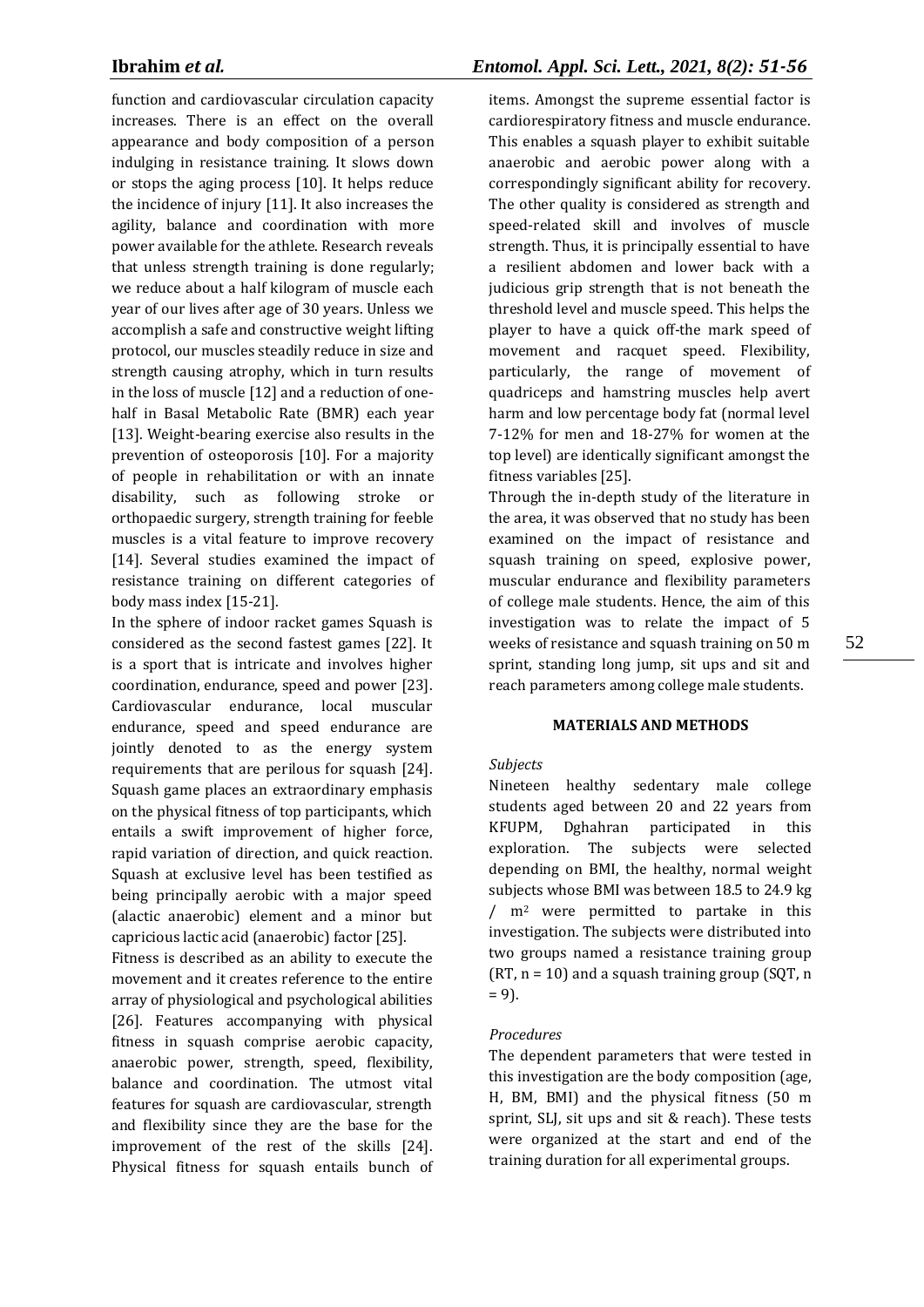function and cardiovascular circulation capacity increases. There is an effect on the overall appearance and body composition of a person indulging in resistance training. It slows down or stops the aging process [10]. It helps reduce the incidence of injury [11]. It also increases the agility, balance and coordination with more power available for the athlete. Research reveals that unless strength training is done regularly; we reduce about a half kilogram of muscle each year of our lives after age of 30 years. Unless we accomplish a safe and constructive weight lifting protocol, our muscles steadily reduce in size and strength causing atrophy, which in turn results in the loss of muscle [12] and a reduction of one-half in Basal Metabolic Rate (BMR) each year [13]. Weight-bearing exercise also results in the prevention of osteoporosis [10]. For a majority of people in rehabilitation or with an innate disability, such as following stroke or orthopaedic surgery, strength training for feeble muscles is a vital feature to improve recovery [14]. Several studies examined the impact of resistance training on different categories of body mass index [15-21].

In the sphere of indoor racket games Squash is considered as the second fastest games [22]. It is a sport that is intricate and involves higher coordination, endurance, speed and power [23]. Cardiovascular endurance, local muscular endurance, speed and speed endurance are jointly denoted to as the energy system requirements that are perilous for squash [24]. Squash game places an extraordinary emphasis on the physical fitness of top participants, which entails a swift improvement of higher force, rapid variation of direction, and quick reaction. Squash at exclusive level has been testified as being principally aerobic with a major speed (alactic anaerobic) element and a minor but capricious lactic acid (anaerobic) factor [25].

Fitness is described as an ability to execute the movement and it creates reference to the entire array of physiological and psychological abilities [26]. Features accompanying with physical fitness in squash comprise aerobic capacity, anaerobic power, strength, speed, flexibility, balance and coordination. The utmost vital features for squash are cardiovascular, strength and flexibility since they are the base for the improvement of the rest of the skills [24]. Physical fitness for squash entails bunch of items. Amongst the supreme essential factor is cardiorespiratory fitness and muscle endurance. This enables a squash player to exhibit suitable anaerobic and aerobic power along with a correspondingly significant ability for recovery. The other quality is considered as strength and speed-related skill and involves of muscle strength. Thus, it is principally essential to have a resilient abdomen and lower back with a judicious grip strength that is not beneath the threshold level and muscle speed. This helps the player to have a quick off-the mark speed of movement and racquet speed. Flexibility, particularly, the range of movement of quadriceps and hamstring muscles help avert harm and low percentage body fat (normal level 7-12% for men and 18-27% for women at the top level) are identically significant amongst the fitness variables [25].

Through the in-depth study of the literature in the area, it was observed that no study has been examined on the impact of resistance and squash training on speed, explosive power, muscular endurance and flexibility parameters of college male students. Hence, the aim of this investigation was to relate the impact of 5 weeks of resistance and squash training on 50 m sprint, standing long jump, sit ups and sit and reach parameters among college male students.

## MATERIALS AND METHODS

### *Subjects*

Nineteen healthy sedentary male college students aged between 20 and 22 years from KFUPM, Dghahran participated in this exploration. The subjects were selected depending on BMI, the healthy, normal weight subjects whose BMI was between 18.5 to 24.9 kg / $m^2$ were permitted to partake in this investigation. The subjects were distributed into two groups named a resistance training group (RT, n = 10) and a squash training group (SQT, n = 9).

### *Procedures*

The dependent parameters that were tested in this investigation are the body composition (age, H, BM, BMI) and the physical fitness (50 m sprint, SLJ, sit ups and sit & reach). These tests were organized at the start and end of the training duration for all experimental groups.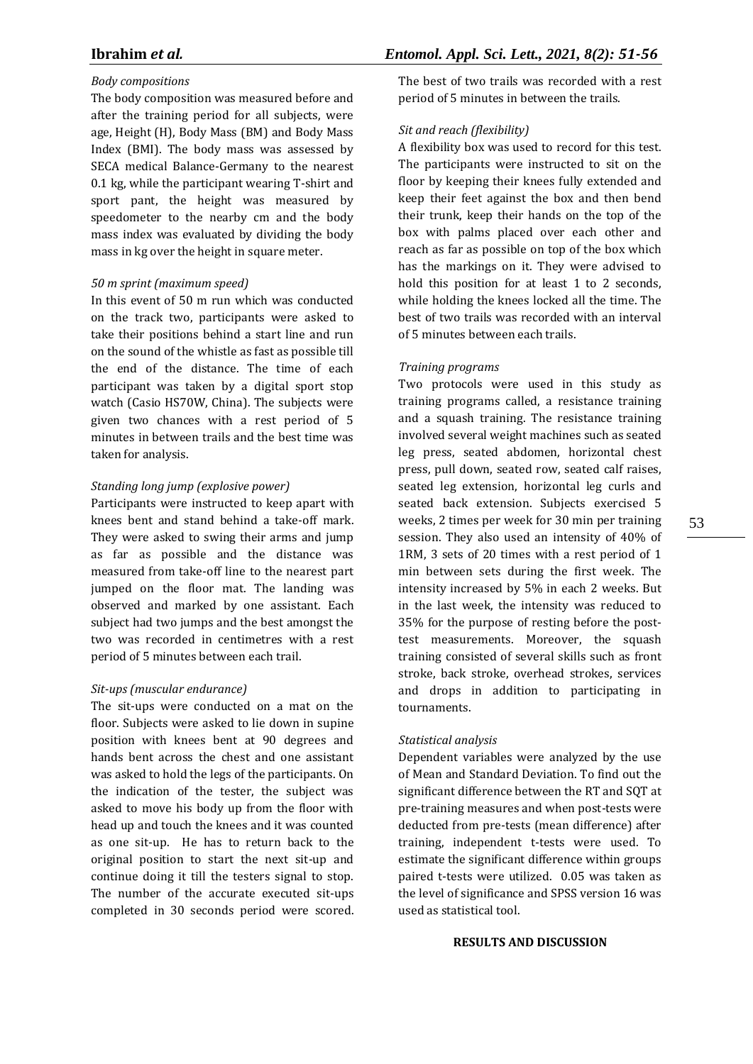*Body compositions*

The body composition was measured before and after the training period for all subjects, were age, Height (H), Body Mass (BM) and Body Mass Index (BMI). The body mass was assessed by SECA medical Balance-Germany to the nearest 0.1 kg, while the participant wearing T-shirt and sport pant, the height was measured by speedometer to the nearby cm and the body mass index was evaluated by dividing the body mass in kg over the height in square meter.

*50 m sprint (maximum speed)*

In this event of 50 m run which was conducted on the track two, participants were asked to take their positions behind a start line and run on the sound of the whistle as fast as possible till the end of the distance. The time of each participant was taken by a digital sport stop watch (Casio HS70W, China). The subjects were given two chances with a rest period of 5 minutes in between trails and the best time was taken for analysis.

*Standing long jump (explosive power)*

Participants were instructed to keep apart with knees bent and stand behind a take-off mark. They were asked to swing their arms and jump as far as possible and the distance was measured from take-off line to the nearest part jumped on the floor mat. The landing was observed and marked by one assistant. Each subject had two jumps and the best amongst the two was recorded in centimetres with a rest period of 5 minutes between each trail.

*Sit-ups (muscular endurance)*

The sit-ups were conducted on a mat on the floor. Subjects were asked to lie down in supine position with knees bent at 90 degrees and hands bent across the chest and one assistant was asked to hold the legs of the participants. On the indication of the tester, the subject was asked to move his body up from the floor with head up and touch the knees and it was counted as one sit-up. He has to return back to the original position to start the next sit-up and continue doing it till the testers signal to stop. The number of the accurate executed sit-ups completed in 30 seconds period were scored. The best of two trails was recorded with a rest period of 5 minutes in between the trails.

*Sit and reach (flexibility)*

A flexibility box was used to record for this test. The participants were instructed to sit on the floor by keeping their knees fully extended and keep their feet against the box and then bend their trunk, keep their hands on the top of the box with palms placed over each other and reach as far as possible on top of the box which has the markings on it. They were advised to hold this position for at least 1 to 2 seconds, while holding the knees locked all the time. The best of two trails was recorded with an interval of 5 minutes between each trails.

*Training programs*

Two protocols were used in this study as training programs called, a resistance training and a squash training. The resistance training involved several weight machines such as seated leg press, seated abdomen, horizontal chest press, pull down, seated row, seated calf raises, seated leg extension, horizontal leg curls and seated back extension. Subjects exercised 5 weeks, 2 times per week for 30 min per training session. They also used an intensity of 40% of 1RM, 3 sets of 20 times with a rest period of 1 min between sets during the first week. The intensity increased by 5% in each 2 weeks. But in the last week, the intensity was reduced to 35% for the purpose of resting before the post-test measurements. Moreover, the squash training consisted of several skills such as front stroke, back stroke, overhead strokes, services and drops in addition to participating in tournaments.

*Statistical analysis*

Dependent variables were analyzed by the use of Mean and Standard Deviation. To find out the significant difference between the RT and SQT at pre-training measures and when post-tests were deducted from pre-tests (mean difference) after training, independent t-tests were used. To estimate the significant difference within groups paired t-tests were utilized. 0.05 was taken as the level of significance and SPSS version 16 was used as statistical tool.

## RESULTS AND DISCUSSION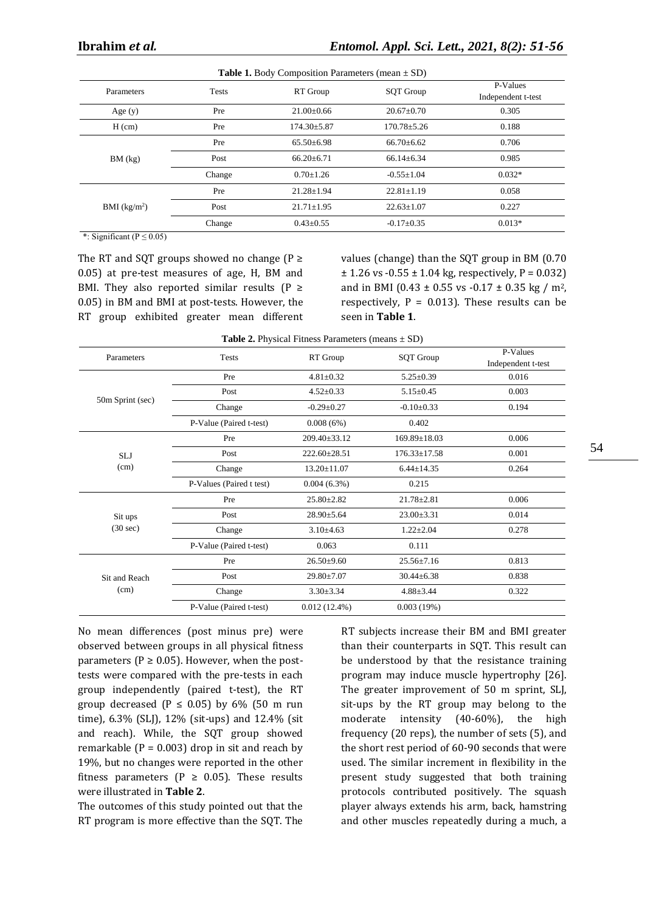**Table 1.** Body Composition Parameters (mean ± SD)

| Parameters | Tests | RT Group | SQT Group | P-Values Independent t-test |
|---|---|---|---|---|
| Age (y) | Pre | 21.00±0.66 | 20.67±0.70 | 0.305 |
| H (cm) | Pre | 174.30±5.87 | 170.78±5.26 | 0.188 |
| BM (kg) | Pre | 65.50±6.98 | 66.70±6.62 | 0.706 |
| | Post | 66.20±6.71 | 66.14±6.34 | 0.985 |
| | Change | 0.70±1.26 | -0.55±1.04 | 0.032* |
| BMI (kg/m$^2$) | Pre | 21.28±1.94 | 22.81±1.19 | 0.058 |
| | Post | 21.71±1.95 | 22.63±1.07 | 0.227 |
| | Change | 0.43±0.55 | -0.17±0.35 | 0.013* |

*: Significant ($P \leq 0.05$)

The RT and SQT groups showed no change ($P \geq 0.05$) at pre-test measures of age, H, BM and BMI. They also reported similar results ($P \geq 0.05$) in BM and BMI at post-tests. However, the RT group exhibited greater mean different values (change) than the SQT group in BM (0.70 ± 1.26 vs -0.55 ± 1.04 kg, respectively, P = 0.032) and in BMI (0.43 ± 0.55 vs -0.17 ± 0.35 kg / m$^2$, respectively, P = 0.013). These results can be seen in **Table 1**.

**Table 2.** Physical Fitness Parameters (means ± SD)

| Parameters | Tests | RT Group | SQT Group | P-Values Independent t-test |
|---|---|---|---|---|
| 50m Sprint (sec) | Pre | 4.81±0.32 | 5.25±0.39 | 0.016 |
| | Post | 4.52±0.33 | 5.15±0.45 | 0.003 |
| | Change | -0.29±0.27 | -0.10±0.33 | 0.194 |
| | P-Value (Paired t-test) | 0.008 (6%) | 0.402 | |
| SLJ (cm) | Pre | 209.40±33.12 | 169.89±18.03 | 0.006 |
| | Post | 222.60±28.51 | 176.33±17.58 | 0.001 |
| | Change | 13.20±11.07 | 6.44±14.35 | 0.264 |
| | P-Values (Paired t test) | 0.004 (6.3%) | 0.215 | |
| Sit ups (30 sec) | Pre | 25.80±2.82 | 21.78±2.81 | 0.006 |
| | Post | 28.90±5.64 | 23.00±3.31 | 0.014 |
| | Change | 3.10±4.63 | 1.22±2.04 | 0.278 |
| | P-Value (Paired t-test) | 0.063 | 0.111 | |
| Sit and Reach (cm) | Pre | 26.50±9.60 | 25.56±7.16 | 0.813 |
| | Post | 29.80±7.07 | 30.44±6.38 | 0.838 |
| | Change | 3.30±3.34 | 4.88±3.44 | 0.322 |
| | P-Value (Paired t-test) | 0.012 (12.4%) | 0.003 (19%) | |

No mean differences (post minus pre) were observed between groups in all physical fitness parameters ($P \geq 0.05$). However, when the post-tests were compared with the pre-tests in each group independently (paired t-test), the RT group decreased ($P \leq 0.05$) by 6% (50 m run time), 6.3% (SLJ), 12% (sit-ups) and 12.4% (sit and reach). While, the SQT group showed remarkable (P = 0.003) drop in sit and reach by 19%, but no changes were reported in the other fitness parameters ($P \geq 0.05$). These results were illustrated in **Table 2**.

The outcomes of this study pointed out that the RT program is more effective than the SQT. The RT subjects increase their BM and BMI greater than their counterparts in SQT. This result can be understood by that the resistance training program may induce muscle hypertrophy [26]. The greater improvement of 50 m sprint, SLJ, sit-ups by the RT group may belong to the moderate intensity (40-60%), the high frequency (20 reps), the number of sets (5), and the short rest period of 60-90 seconds that were used. The similar increment in flexibility in the present study suggested that both training protocols contributed positively. The squash player always extends his arm, back, hamstring and other muscles repeatedly during a much, a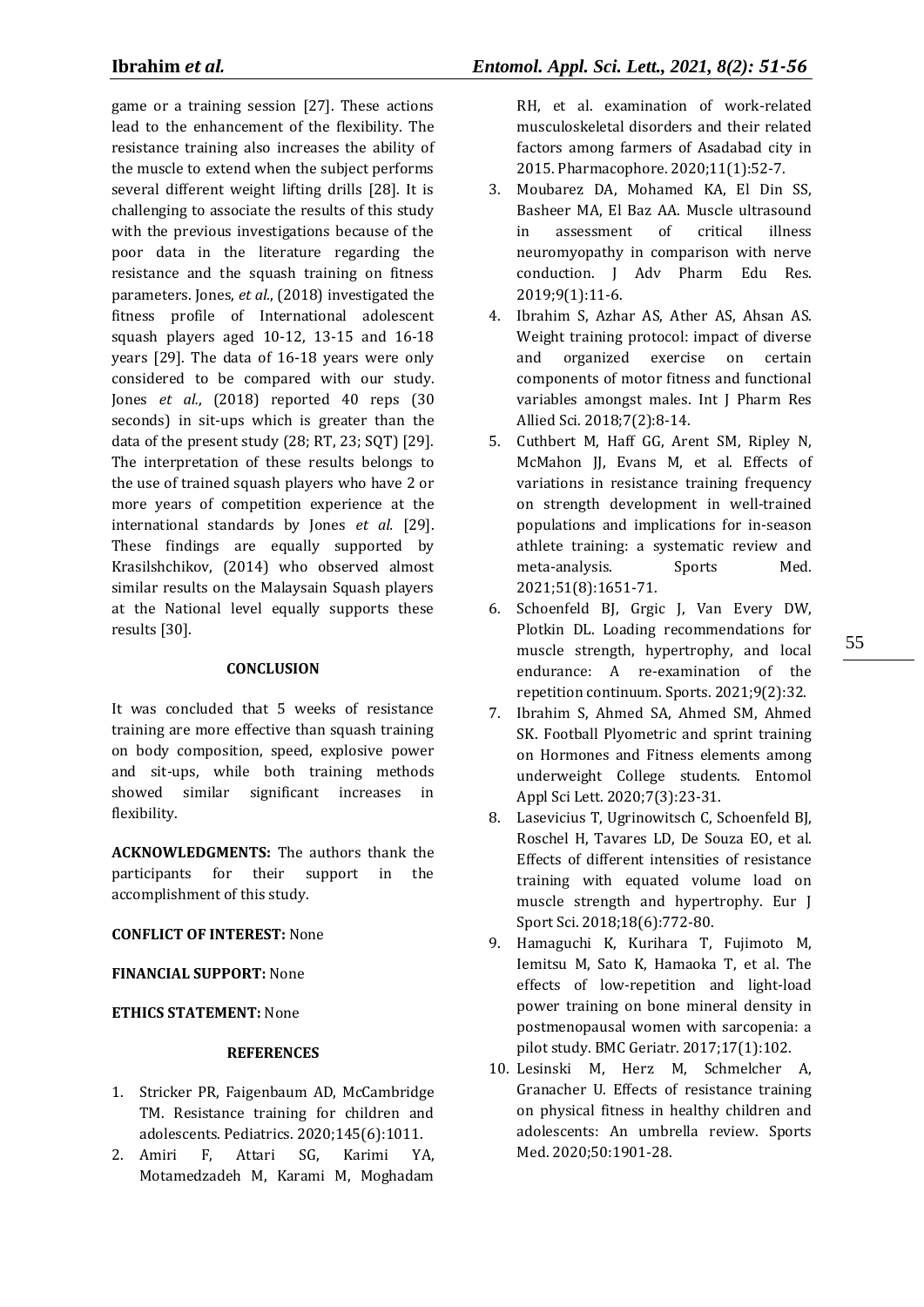game or a training session [27]. These actions lead to the enhancement of the flexibility. The resistance training also increases the ability of the muscle to extend when the subject performs several different weight lifting drills [28]. It is challenging to associate the results of this study with the previous investigations because of the poor data in the literature regarding the resistance and the squash training on fitness parameters. Jones, *et al.*, (2018) investigated the fitness profile of International adolescent squash players aged 10-12, 13-15 and 16-18 years [29]. The data of 16-18 years were only considered to be compared with our study. Jones *et al.*, (2018) reported 40 reps (30 seconds) in sit-ups which is greater than the data of the present study (28; RT, 23; SQT) [29]. The interpretation of these results belongs to the use of trained squash players who have 2 or more years of competition experience at the international standards by Jones *et al.* [29]. These findings are equally supported by Krasilshchikov, (2014) who observed almost similar results on the Malaysain Squash players at the National level equally supports these results [30].

## CONCLUSION

It was concluded that 5 weeks of resistance training are more effective than squash training on body composition, speed, explosive power and sit-ups, while both training methods showed similar significant increases in flexibility.

**ACKNOWLEDGMENTS:** The authors thank the participants for their support in the accomplishment of this study.

**CONFLICT OF INTEREST:** None

**FINANCIAL SUPPORT:** None

**ETHICS STATEMENT:** None

## REFERENCES

1. Stricker PR, Faigenbaum AD, McCambridge TM. Resistance training for children and adolescents. Pediatrics. 2020;145(6):1011.
2. Amiri F, Attari SG, Karimi YA, Motamedzadeh M, Karami M, Moghadam RH, et al. examination of work-related musculoskeletal disorders and their related factors among farmers of Asadabad city in 2015. Pharmacophore. 2020;11(1):52-7.
3. Moubarez DA, Mohamed KA, El Din SS, Basheer MA, El Baz AA. Muscle ultrasound in assessment of critical illness neuromyopathy in comparison with nerve conduction. J Adv Pharm Edu Res. 2019;9(1):11-6.
4. Ibrahim S, Azhar AS, Ather AS, Ahsan AS. Weight training protocol: impact of diverse and organized exercise on certain components of motor fitness and functional variables amongst males. Int J Pharm Res Allied Sci. 2018;7(2):8-14.
5. Cuthbert M, Haff GG, Arent SM, Ripley N, McMahon JJ, Evans M, et al. Effects of variations in resistance training frequency on strength development in well-trained populations and implications for in-season athlete training: a systematic review and meta-analysis. Sports Med. 2021;51(8):1651-71.
6. Schoenfeld BJ, Grgic J, Van Every DW, Plotkin DL. Loading recommendations for muscle strength, hypertrophy, and local endurance: A re-examination of the repetition continuum. Sports. 2021;9(2):32.
7. Ibrahim S, Ahmed SA, Ahmed SM, Ahmed SK. Football Plyometric and sprint training on Hormones and Fitness elements among underweight College students. Entomol Appl Sci Lett. 2020;7(3):23-31.
8. Lasevicius T, Ugrinowitsch C, Schoenfeld BJ, Roschel H, Tavares LD, De Souza EO, et al. Effects of different intensities of resistance training with equated volume load on muscle strength and hypertrophy. Eur J Sport Sci. 2018;18(6):772-80.
9. Hamaguchi K, Kurihara T, Fujimoto M, Iemitsu M, Sato K, Hamaoka T, et al. The effects of low-repetition and light-load power training on bone mineral density in postmenopausal women with sarcopenia: a pilot study. BMC Geriatr. 2017;17(1):102.
10. Lesinski M, Herz M, Schmelcher A, Granacher U. Effects of resistance training on physical fitness in healthy children and adolescents: An umbrella review. Sports Med. 2020;50:1901-28.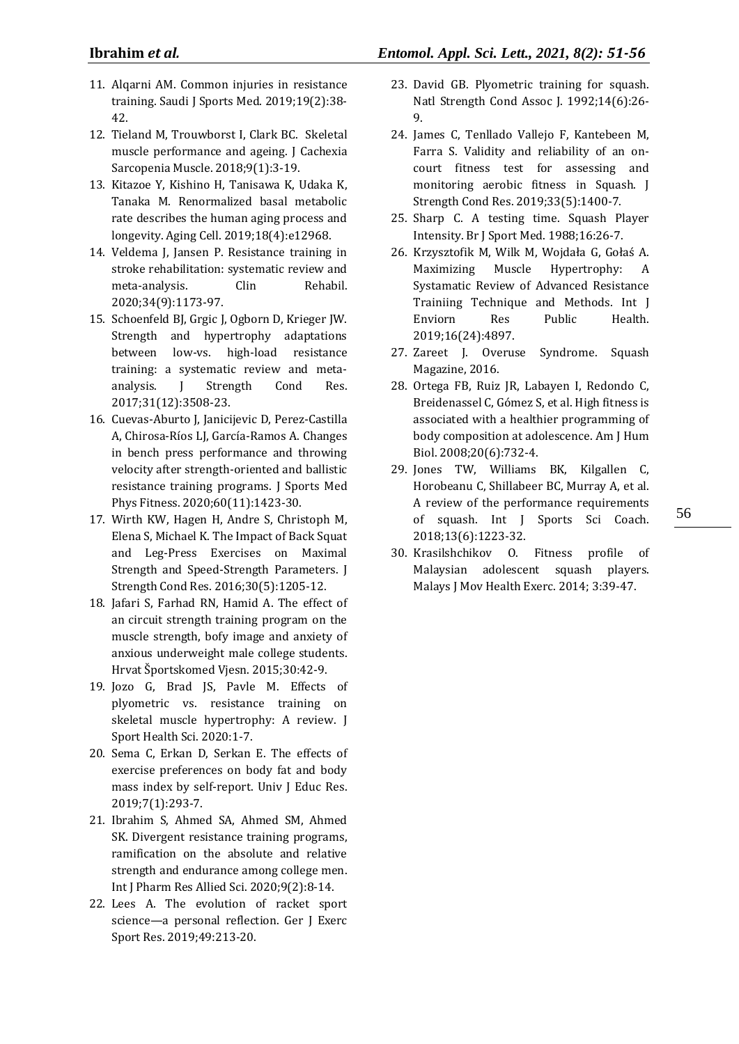11. Alqarni AM. Common injuries in resistance training. Saudi J Sports Med. 2019;19(2):38-42.
12. Tieland M, Trouwborst I, Clark BC. Skeletal muscle performance and ageing. J Cachexia Sarcopenia Muscle. 2018;9(1):3-19.
13. Kitazoe Y, Kishino H, Tanisawa K, Udaka K, Tanaka M. Renormalized basal metabolic rate describes the human aging process and longevity. Aging Cell. 2019;18(4):e12968.
14. Veldema J, Jansen P. Resistance training in stroke rehabilitation: systematic review and meta-analysis. Clin Rehabil. 2020;34(9):1173-97.
15. Schoenfeld BJ, Grgic J, Ogborn D, Krieger JW. Strength and hypertrophy adaptations between low-vs. high-load resistance training: a systematic review and meta-analysis. J Strength Cond Res. 2017;31(12):3508-23.
16. Cuevas-Aburto J, Janicijevic D, Perez-Castilla A, Chirosa-Ríos LJ, García-Ramos A. Changes in bench press performance and throwing velocity after strength-oriented and ballistic resistance training programs. J Sports Med Phys Fitness. 2020;60(11):1423-30.
17. Wirth KW, Hagen H, Andre S, Christoph M, Elena S, Michael K. The Impact of Back Squat and Leg-Press Exercises on Maximal Strength and Speed-Strength Parameters. J Strength Cond Res. 2016;30(5):1205-12.
18. Jafari S, Farhad RN, Hamid A. The effect of an circuit strength training program on the muscle strength, bofy image and anxiety of anxious underweight male college students. Hrvat Športskomed Vjesn. 2015;30:42-9.
19. Jozo G, Brad JS, Pavle M. Effects of plyometric vs. resistance training on skeletal muscle hypertrophy: A review. J Sport Health Sci. 2020:1-7.
20. Sema C, Erkan D, Serkan E. The effects of exercise preferences on body fat and body mass index by self-report. Univ J Educ Res. 2019;7(1):293-7.
21. Ibrahim S, Ahmed SA, Ahmed SM, Ahmed SK. Divergent resistance training programs, ramification on the absolute and relative strength and endurance among college men. Int J Pharm Res Allied Sci. 2020;9(2):8-14.
22. Lees A. The evolution of racket sport science—a personal reflection. Ger J Exerc Sport Res. 2019;49:213-20.
23. David GB. Plyometric training for squash. Natl Strength Cond Assoc J. 1992;14(6):26-9.
24. James C, Tenllado Vallejo F, Kantebeen M, Farra S. Validity and reliability of an on-court fitness test for assessing and monitoring aerobic fitness in Squash. J Strength Cond Res. 2019;33(5):1400-7.
25. Sharp C. A testing time. Squash Player Intensity. Br J Sport Med. 1988;16:26-7.
26. Krzysztofik M, Wilk M, Wojdała G, Gołaś A. Maximizing Muscle Hypertrophy: A Systamatic Review of Advanced Resistance Trainiing Technique and Methods. Int J Enviorn Res Public Health. 2019;16(24):4897.
27. Zareet J. Overuse Syndrome. Squash Magazine, 2016.
28. Ortega FB, Ruiz JR, Labayen I, Redondo C, Breidenassel C, Gómez S, et al. High fitness is associated with a healthier programming of body composition at adolescence. Am J Hum Biol. 2008;20(6):732-4.
29. Jones TW, Williams BK, Kilgallen C, Horobeanu C, Shillabeer BC, Murray A, et al. A review of the performance requirements of squash. Int J Sports Sci Coach. 2018;13(6):1223-32.
30. Krasilshchikov O. Fitness profile of Malaysian adolescent squash players. Malays J Mov Health Exerc. 2014; 3:39-47.